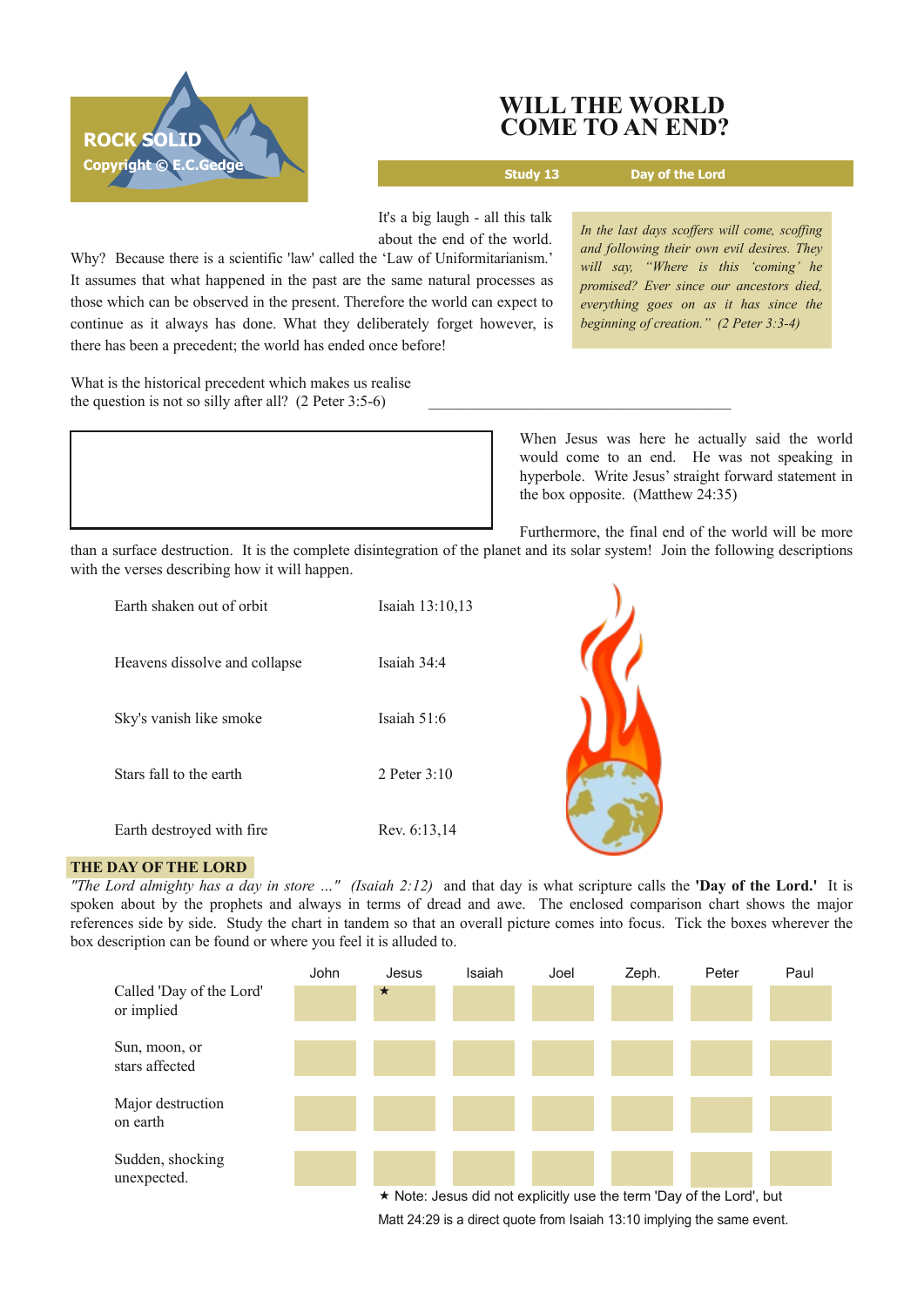ROCK SOLID
Copyright © E.C.Gedge

# WILL THE WORLD COME TO AN END?

**Study 13** **Day of the Lord**

> *In the last days scoffers will come, scoffing and following their own evil desires. They will say, "Where is this 'coming' he promised? Ever since our ancestors died, everything goes on as it has since the beginning of creation." (2 Peter 3:3-4)*

It's a big laugh - all this talk about the end of the world. Why? Because there is a scientific 'law' called the 'Law of Uniformitarianism.' It assumes that what happened in the past are the same natural processes as those which can be observed in the present. Therefore the world can expect to continue as it always has done. What they deliberately forget however, is there has been a precedent; the world has ended once before!

What is the historical precedent which makes us realise the question is not so silly after all? (2 Peter 3:5-6) ________________________________

When Jesus was here he actually said the world would come to an end. He was not speaking in hyperbole. Write Jesus' straight forward statement in the box opposite. (Matthew 24:35)

Furthermore, the final end of the world will be more than a surface destruction. It is the complete disintegration of the planet and its solar system! Join the following descriptions with the verses describing how it will happen.

| | |
|---|---|
| Earth shaken out of orbit | Isaiah 13:10,13 |
| Heavens dissolve and collapse | Isaiah 34:4 |
| Sky's vanish like smoke | Isaiah 51:6 |
| Stars fall to the earth | 2 Peter 3:10 |
| Earth destroyed with fire | Rev. 6:13,14 |

## THE DAY OF THE LORD

*"The Lord almighty has a day in store ..." (Isaiah 2:12)* and that day is what scripture calls the **'Day of the Lord.'** It is spoken about by the prophets and always in terms of dread and awe. The enclosed comparison chart shows the major references side by side. Study the chart in tandem so that an overall picture comes into focus. Tick the boxes wherever the box description can be found or where you feel it is alluded to.

| | John | Jesus | Isaiah | Joel | Zeph. | Peter | Paul |
|---|---|---|---|---|---|---|---|
| Called 'Day of the Lord' or implied | | ★ | | | | | |
| Sun, moon, or stars affected | | | | | | | |
| Major destruction on earth | | | | | | | |
| Sudden, shocking unexpected. | | | | | | | |

★ Note: Jesus did not explicitly use the term 'Day of the Lord', but Matt 24:29 is a direct quote from Isaiah 13:10 implying the same event.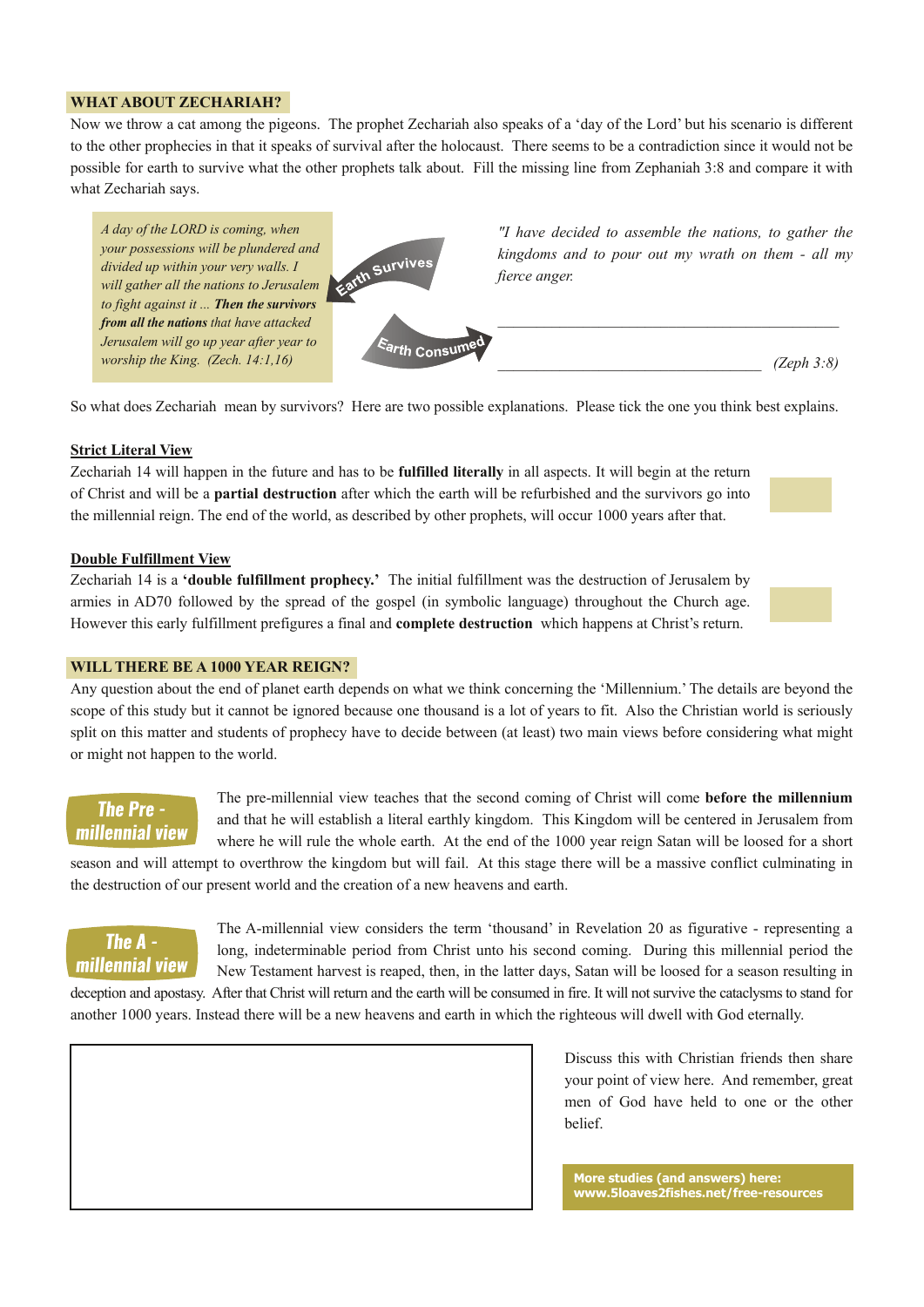## WHAT ABOUT ZECHARIAH?

Now we throw a cat among the pigeons. The prophet Zechariah also speaks of a 'day of the Lord' but his scenario is different to the other prophecies in that it speaks of survival after the holocaust. There seems to be a contradiction since it would not be possible for earth to survive what the other prophets talk about. Fill the missing line from Zephaniah 3:8 and compare it with what Zechariah says.

*A day of the LORD is coming, when your possessions will be plundered and divided up within your very walls. I will gather all the nations to Jerusalem to fight against it ... **Then the survivors from all the nations** that have attacked Jerusalem will go up year after year to worship the King. (Zech. 14:1,16)*

Earth Survives

Earth Consumed

*"I have decided to assemble the nations, to gather the kingdoms and to pour out my wrath on them - all my fierce anger.*

______________________________________________

______________________________________ *(Zeph 3:8)*

So what does Zechariah mean by survivors? Here are two possible explanations. Please tick the one you think best explains.

**Strict Literal View**

Zechariah 14 will happen in the future and has to be **fulfilled literally** in all aspects. It will begin at the return of Christ and will be a **partial destruction** after which the earth will be refurbished and the survivors go into the millennial reign. The end of the world, as described by other prophets, will occur 1000 years after that. ☐

**Double Fulfillment View**

Zechariah 14 is a **'double fulfillment prophecy.'** The initial fulfillment was the destruction of Jerusalem by armies in AD70 followed by the spread of the gospel (in symbolic language) throughout the Church age. However this early fulfillment prefigures a final and **complete destruction** which happens at Christ's return. ☐

## WILL THERE BE A 1000 YEAR REIGN?

Any question about the end of planet earth depends on what we think concerning the 'Millennium.' The details are beyond the scope of this study but it cannot be ignored because one thousand is a lot of years to fit. Also the Christian world is seriously split on this matter and students of prophecy have to decide between (at least) two main views before considering what might or might not happen to the world.

**The Pre - millennial view**

The pre-millennial view teaches that the second coming of Christ will come **before the millennium** and that he will establish a literal earthly kingdom. This Kingdom will be centered in Jerusalem from where he will rule the whole earth. At the end of the 1000 year reign Satan will be loosed for a short season and will attempt to overthrow the kingdom but will fail. At this stage there will be a massive conflict culminating in the destruction of our present world and the creation of a new heavens and earth.

**The A - millennial view**

The A-millennial view considers the term 'thousand' in Revelation 20 as figurative - representing a long, indeterminable period from Christ unto his second coming. During this millennial period the New Testament harvest is reaped, then, in the latter days, Satan will be loosed for a season resulting in deception and apostasy. After that Christ will return and the earth will be consumed in fire. It will not survive the cataclysms to stand for another 1000 years. Instead there will be a new heavens and earth in which the righteous will dwell with God eternally.

Discuss this with Christian friends then share your point of view here. And remember, great men of God have held to one or the other belief.

**More studies (and answers) here: www.5loaves2fishes.net/free-resources**